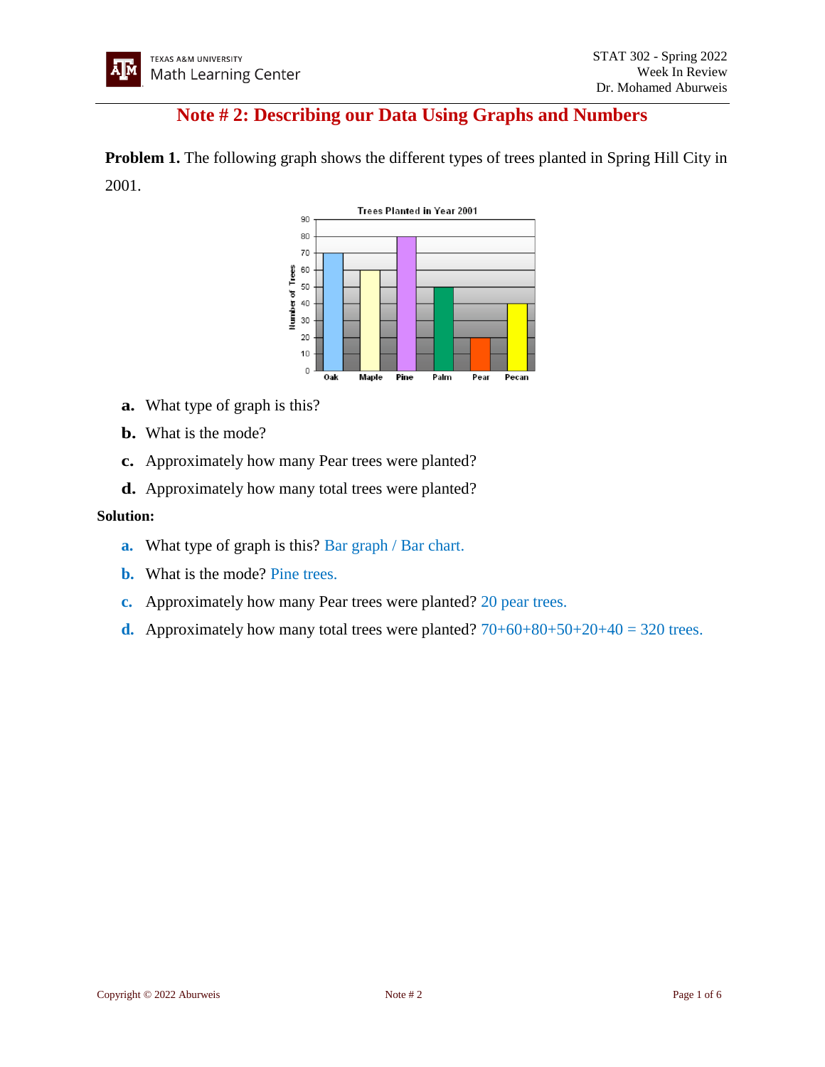# Note # 2: Describing our Data Using Graphs and Numbers

**Problem 1.** The following graph shows the different types of trees planted in Spring Hill City in 2001.

**a.** What type of graph is this?

**b.** What is the mode?

**c.** Approximately how many Pear trees were planted?

**d.** Approximately how many total trees were planted?

**Solution:**

**a.** What type of graph is this? Bar graph / Bar chart.

**b.** What is the mode? Pine trees.

**c.** Approximately how many Pear trees were planted? 20 pear trees.

**d.** Approximately how many total trees were planted? $70+60+80+50+20+40 = 320$ trees.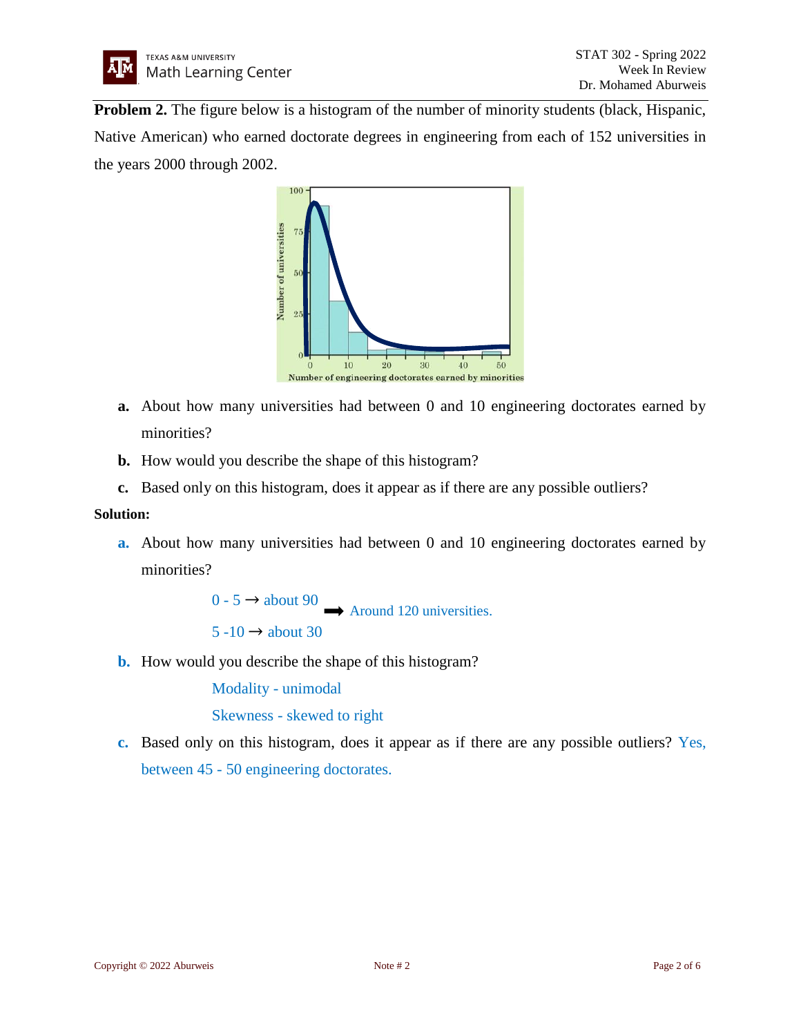**Problem 2.** The figure below is a histogram of the number of minority students (black, Hispanic, Native American) who earned doctorate degrees in engineering from each of 152 universities in the years 2000 through 2002.

**a.** About how many universities had between 0 and 10 engineering doctorates earned by minorities?

**b.** How would you describe the shape of this histogram?

**c.** Based only on this histogram, does it appear as if there are any possible outliers?

**Solution:**

**a.** About how many universities had between 0 and 10 engineering doctorates earned by minorities?

0 - 5 → about 90

5 -10 → about 30

➡ Around 120 universities.

**b.** How would you describe the shape of this histogram?

Modality - unimodal

Skewness - skewed to right

**c.** Based only on this histogram, does it appear as if there are any possible outliers? Yes, between 45 - 50 engineering doctorates.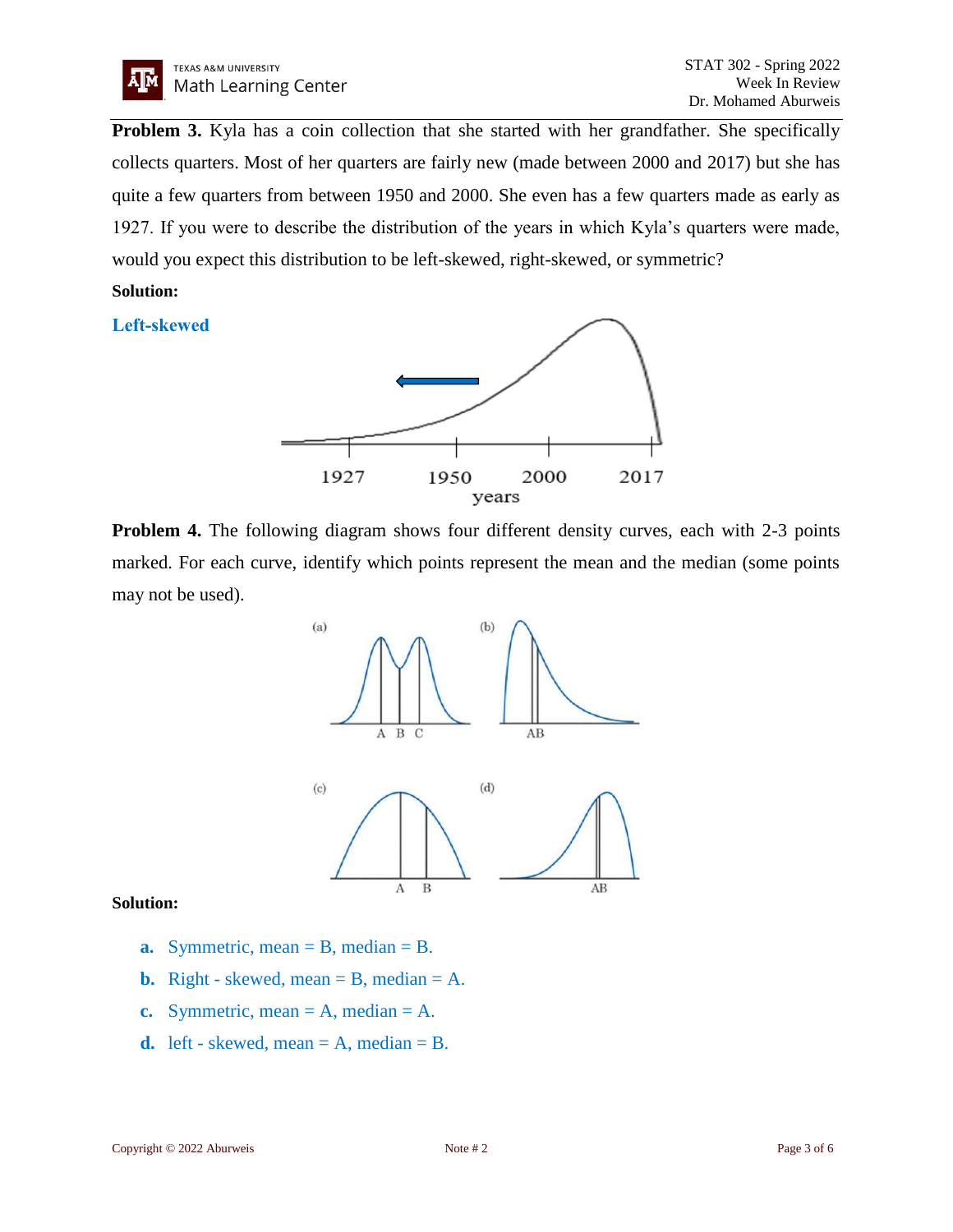**Problem 3.** Kyla has a coin collection that she started with her grandfather. She specifically collects quarters. Most of her quarters are fairly new (made between 2000 and 2017) but she has quite a few quarters from between 1950 and 2000. She even has a few quarters made as early as 1927. If you were to describe the distribution of the years in which Kyla's quarters were made, would you expect this distribution to be left-skewed, right-skewed, or symmetric?

**Solution:**

Left-skewed

**Problem 4.** The following diagram shows four different density curves, each with 2-3 points marked. For each curve, identify which points represent the mean and the median (some points may not be used).

**Solution:**

- **a.** Symmetric, mean = B, median = B.
- **b.** Right - skewed, mean = B, median = A.
- **c.** Symmetric, mean = A, median = A.
- **d.** left - skewed, mean = A, median = B.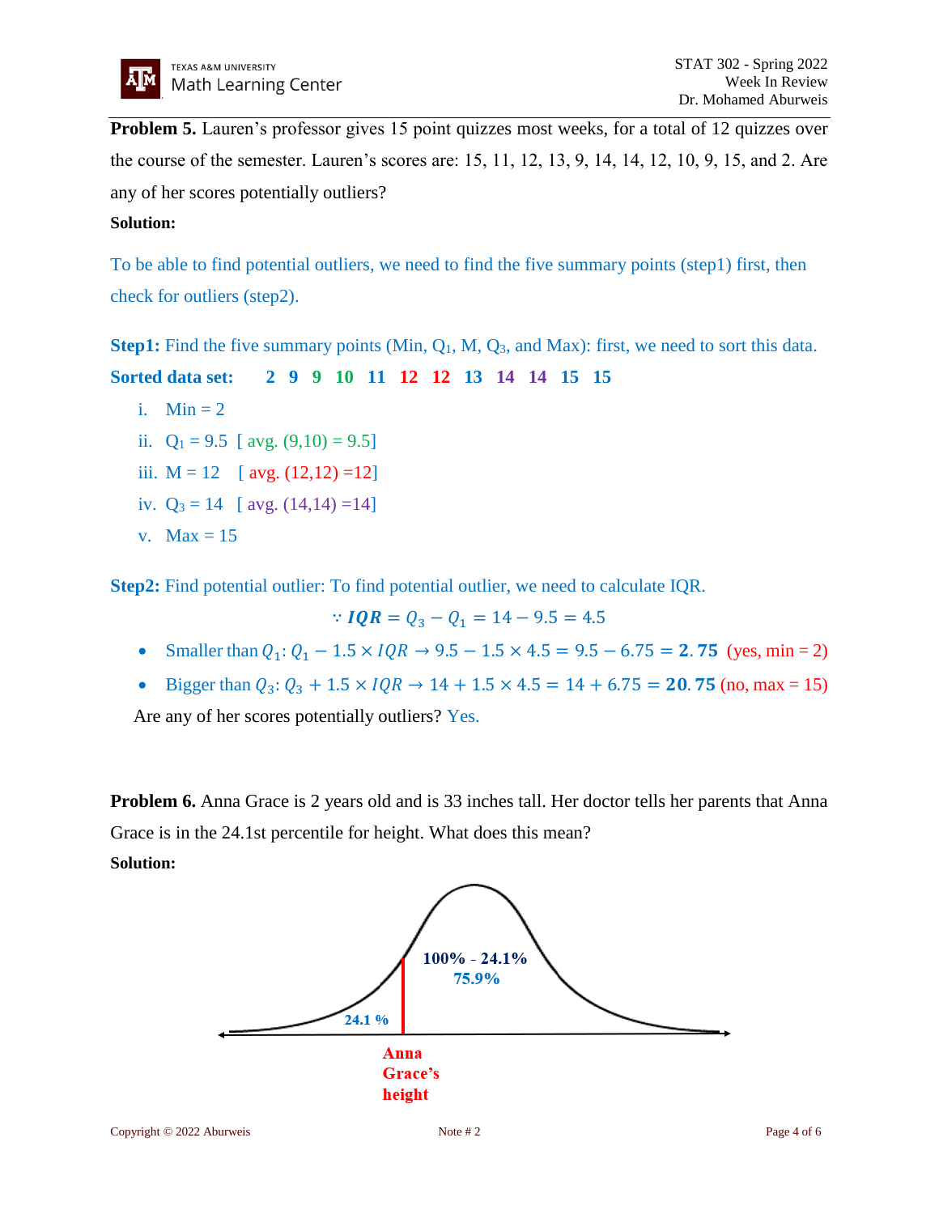**Problem 5.** Lauren's professor gives 15 point quizzes most weeks, for a total of 12 quizzes over the course of the semester. Lauren's scores are: 15, 11, 12, 13, 9, 14, 14, 12, 10, 9, 15, and 2. Are any of her scores potentially outliers?

**Solution:**

To be able to find potential outliers, we need to find the five summary points (step1) first, then check for outliers (step2).

**Step1:** Find the five summary points (Min, $Q_1$, M, $Q_3$, and Max): first, we need to sort this data.

**Sorted data set:** **2 9 9 10 11 12 12 13 14 14 15 15**

i. Min = 2
ii. $Q_1 = 9.5$ [ avg. (9,10) = 9.5]
iii. M = 12 [ avg. (12,12) =12]
iv. $Q_3 = 14$ [ avg. (14,14) =14]
v. Max = 15

**Step2:** Find potential outlier: To find potential outlier, we need to calculate IQR.

$$\because \boldsymbol{IQR} = Q_3 - Q_1 = 14 - 9.5 = 4.5$$

- Smaller than $Q_1$: $Q_1 - 1.5 \times IQR \rightarrow 9.5 - 1.5 \times 4.5 = 9.5 - 6.75 = \mathbf{2.75}$ (yes, min = 2)
- Bigger than $Q_3$: $Q_3 + 1.5 \times IQR \rightarrow 14 + 1.5 \times 4.5 = 14 + 6.75 = \mathbf{20.75}$ (no, max = 15)

Are any of her scores potentially outliers? Yes.

**Problem 6.** Anna Grace is 2 years old and is 33 inches tall. Her doctor tells her parents that Anna Grace is in the 24.1st percentile for height. What does this mean?

**Solution:**

24.1 %

100% - 24.1%
75.9%

Anna Grace's height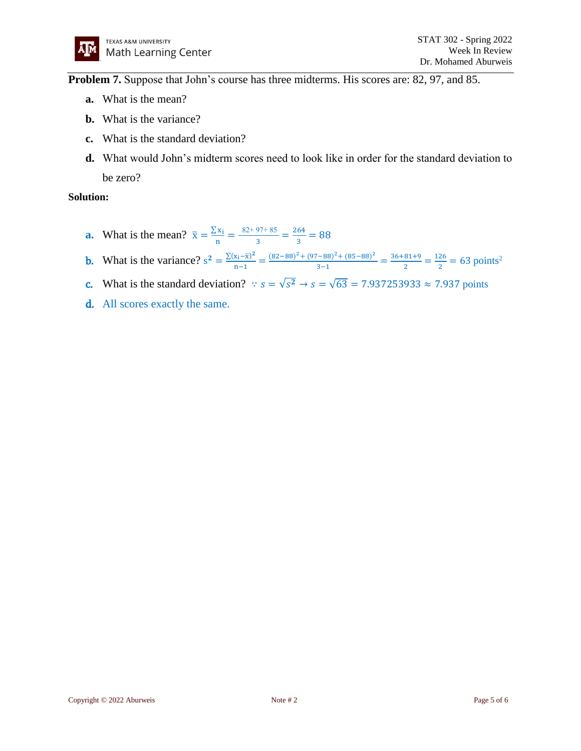**Problem 7.** Suppose that John's course has three midterms. His scores are: 82, 97, and 85.

**a.** What is the mean?

**b.** What is the variance?

**c.** What is the standard deviation?

**d.** What would John's midterm scores need to look like in order for the standard deviation to be zero?

**Solution:**

**a.** What is the mean? $\bar{x} = \frac{\sum x_i}{n} = \frac{82+97+85}{3} = \frac{264}{3} = 88$

**b.** What is the variance? $s^2 = \frac{\sum (x_i - \bar{x})^2}{n-1} = \frac{(82-88)^2 + (97-88)^2 + (85-88)^2}{3-1} = \frac{36+81+9}{2} = \frac{126}{2} = 63 \text{ points}^2$

**c.** What is the standard deviation? $\because s = \sqrt{s^2} \rightarrow s = \sqrt{63} = 7.937253933 \approx 7.937 \text{ points}$

**d.** All scores exactly the same.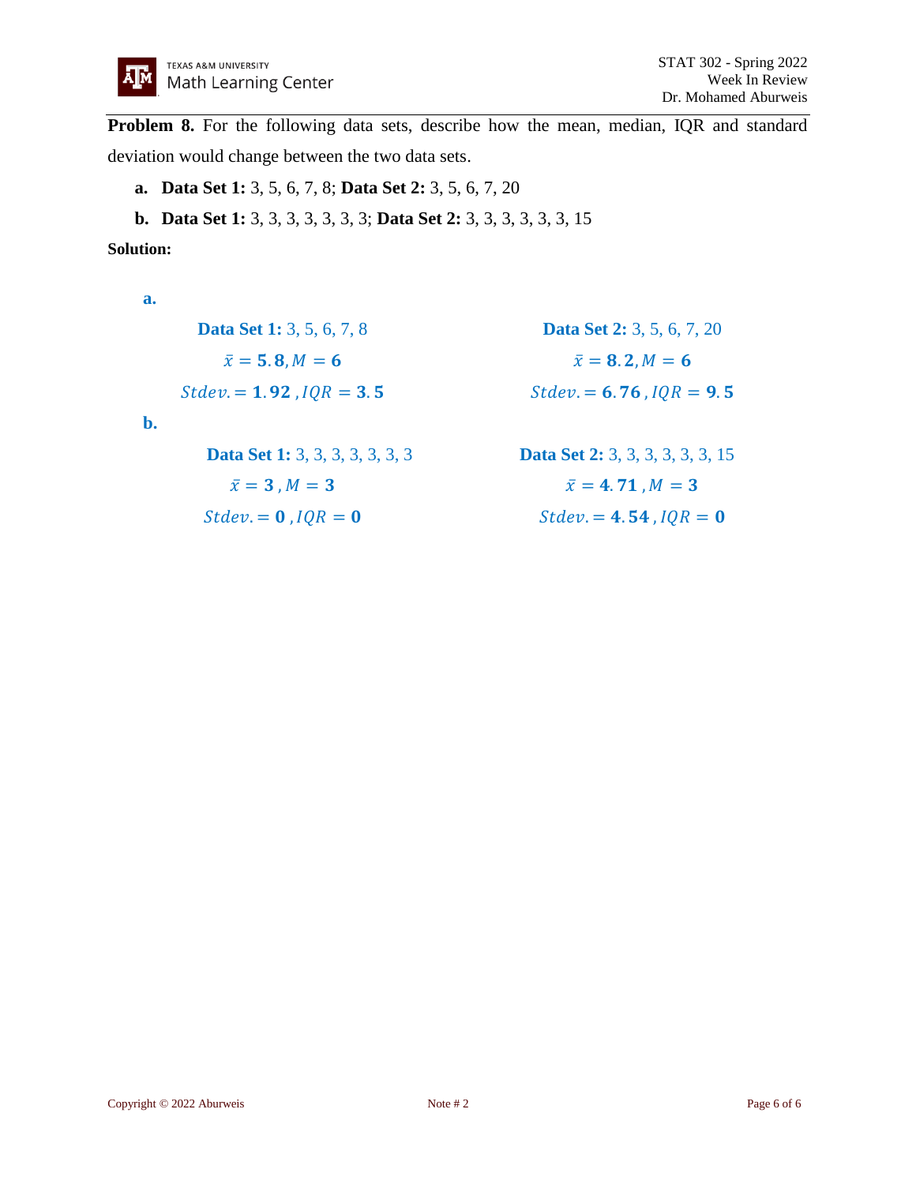**Problem 8.** For the following data sets, describe how the mean, median, IQR and standard deviation would change between the two data sets.

a. **Data Set 1:** 3, 5, 6, 7, 8; **Data Set 2:** 3, 5, 6, 7, 20

b. **Data Set 1:** 3, 3, 3, 3, 3, 3, 3; **Data Set 2:** 3, 3, 3, 3, 3, 3, 15

**Solution:**

**a.**

**Data Set 1:** 3, 5, 6, 7, 8

$\bar{x} = \mathbf{5.8}, M = \mathbf{6}$

$Stdev. = \mathbf{1.92}\ , IQR = \mathbf{3.5}$

**Data Set 2:** 3, 5, 6, 7, 20

$\bar{x} = \mathbf{8.2}, M = \mathbf{6}$

$Stdev. = \mathbf{6.76}\ , IQR = \mathbf{9.5}$

**b.**

**Data Set 1:** 3, 3, 3, 3, 3, 3, 3

$\bar{x} = \mathbf{3}\ , M = \mathbf{3}$

$Stdev. = \mathbf{0}\ , IQR = \mathbf{0}$

**Data Set 2:** 3, 3, 3, 3, 3, 3, 15

$\bar{x} = \mathbf{4.71}\ , M = \mathbf{3}$

$Stdev. = \mathbf{4.54}\ , IQR = \mathbf{0}$